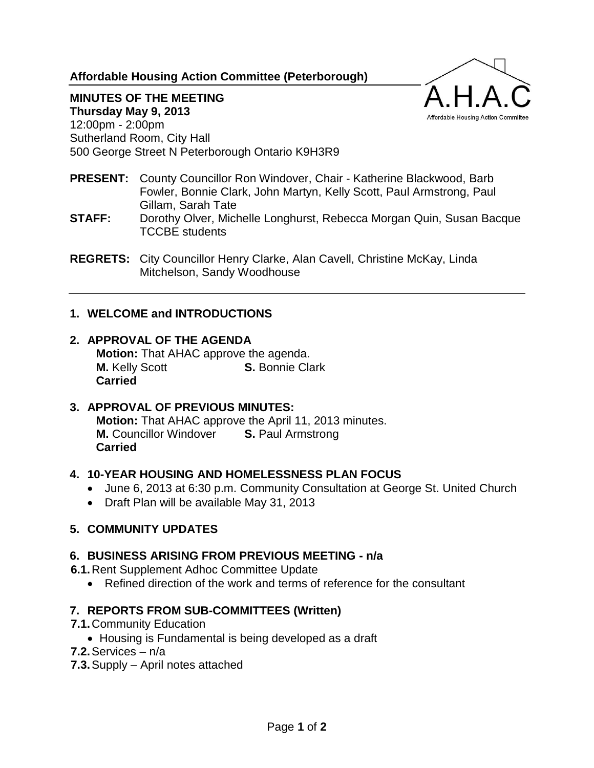**Affordable Housing Action Committee (Peterborough)**

**MINUTES OF THE MEETING**
**Thursday May 9, 2013**
12:00pm - 2:00pm
Sutherland Room, City Hall
500 George Street N Peterborough Ontario K9H3R9

**PRESENT:** County Councillor Ron Windover, Chair - Katherine Blackwood, Barb Fowler, Bonnie Clark, John Martyn, Kelly Scott, Paul Armstrong, Paul Gillam, Sarah Tate

**STAFF:** Dorothy Olver, Michelle Longhurst, Rebecca Morgan Quin, Susan Bacque TCCBE students

**REGRETS:** City Councillor Henry Clarke, Alan Cavell, Christine McKay, Linda Mitchelson, Sandy Woodhouse

---

## 1. WELCOME and INTRODUCTIONS

## 2. APPROVAL OF THE AGENDA

**Motion:** That AHAC approve the agenda.
**M.** Kelly Scott **S.** Bonnie Clark
**Carried**

## 3. APPROVAL OF PREVIOUS MINUTES:

**Motion:** That AHAC approve the April 11, 2013 minutes.
**M.** Councillor Windover **S.** Paul Armstrong
**Carried**

## 4. 10-YEAR HOUSING AND HOMELESSNESS PLAN FOCUS

- June 6, 2013 at 6:30 p.m. Community Consultation at George St. United Church
- Draft Plan will be available May 31, 2013

## 5. COMMUNITY UPDATES

## 6. BUSINESS ARISING FROM PREVIOUS MEETING - n/a

**6.1.** Rent Supplement Adhoc Committee Update

- Refined direction of the work and terms of reference for the consultant

## 7. REPORTS FROM SUB-COMMITTEES (Written)

**7.1.** Community Education

- Housing is Fundamental is being developed as a draft

**7.2.** Services – n/a

**7.3.** Supply – April notes attached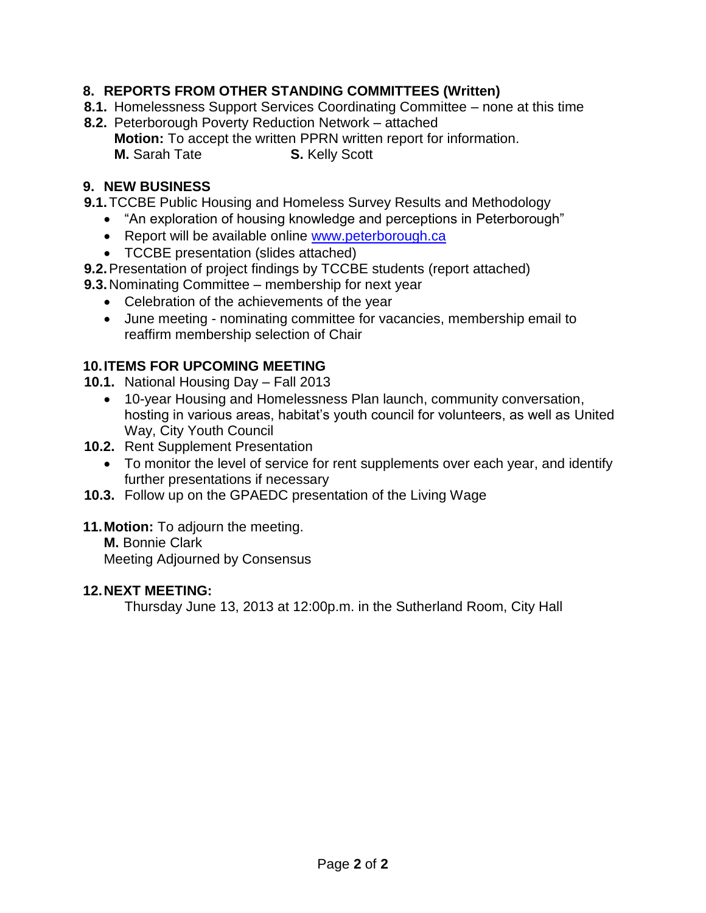## 8. REPORTS FROM OTHER STANDING COMMITTEES (Written)

**8.1.** Homelessness Support Services Coordinating Committee – none at this time

**8.2.** Peterborough Poverty Reduction Network – attached

**Motion:** To accept the written PPRN written report for information.
**M.** Sarah Tate  **S.** Kelly Scott

## 9. NEW BUSINESS

**9.1.** TCCBE Public Housing and Homeless Survey Results and Methodology

- "An exploration of housing knowledge and perceptions in Peterborough"
- Report will be available online www.peterborough.ca
- TCCBE presentation (slides attached)

**9.2.** Presentation of project findings by TCCBE students (report attached)

**9.3.** Nominating Committee – membership for next year

- Celebration of the achievements of the year
- June meeting - nominating committee for vacancies, membership email to reaffirm membership selection of Chair

## 10. ITEMS FOR UPCOMING MEETING

**10.1.** National Housing Day – Fall 2013

- 10-year Housing and Homelessness Plan launch, community conversation, hosting in various areas, habitat's youth council for volunteers, as well as United Way, City Youth Council

**10.2.** Rent Supplement Presentation

- To monitor the level of service for rent supplements over each year, and identify further presentations if necessary

**10.3.** Follow up on the GPAEDC presentation of the Living Wage

## 11. Motion: To adjourn the meeting.

**M.** Bonnie Clark
Meeting Adjourned by Consensus

## 12. NEXT MEETING:

Thursday June 13, 2013 at 12:00p.m. in the Sutherland Room, City Hall